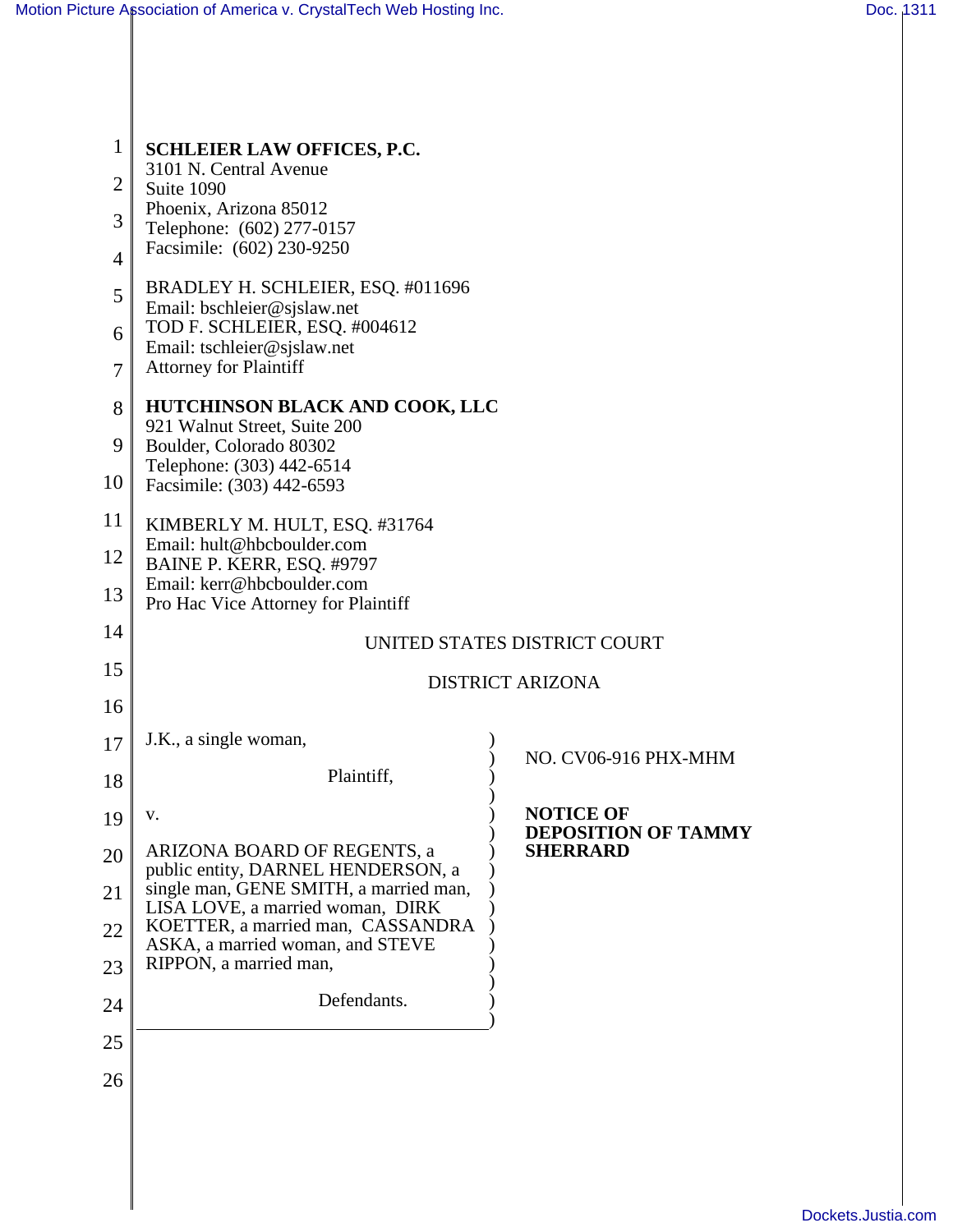**SCHLEIER LAW OFFICES, P.C.**
3101 N. Central Avenue
Suite 1090
Phoenix, Arizona 85012
Telephone: (602) 277-0157
Facsimile: (602) 230-9250

BRADLEY H. SCHLEIER, ESQ. #011696
Email: bschleier@sjslaw.net
TOD F. SCHLEIER, ESQ. #004612
Email: tschleier@sjslaw.net
Attorney for Plaintiff

**HUTCHINSON BLACK AND COOK, LLC**
921 Walnut Street, Suite 200
Boulder, Colorado 80302
Telephone: (303) 442-6514
Facsimile: (303) 442-6593

KIMBERLY M. HULT, ESQ. #31764
Email: hult@hbcboulder.com
BAINE P. KERR, ESQ. #9797
Email: kerr@hbcboulder.com
Pro Hac Vice Attorney for Plaintiff

UNITED STATES DISTRICT COURT

DISTRICT ARIZONA

| | |
|---|---|
| J.K., a single woman,<br><br>Plaintiff,<br><br>v.<br><br>ARIZONA BOARD OF REGENTS, a public entity, DARNEL HENDERSON, a single man, GENE SMITH, a married man, LISA LOVE, a married woman, DIRK KOETTER, a married man, CASSANDRA ASKA, a married woman, and STEVE RIPPON, a married man,<br><br>Defendants. | NO. CV06-916 PHX-MHM<br><br>**NOTICE OF DEPOSITION OF TAMMY SHERRARD** |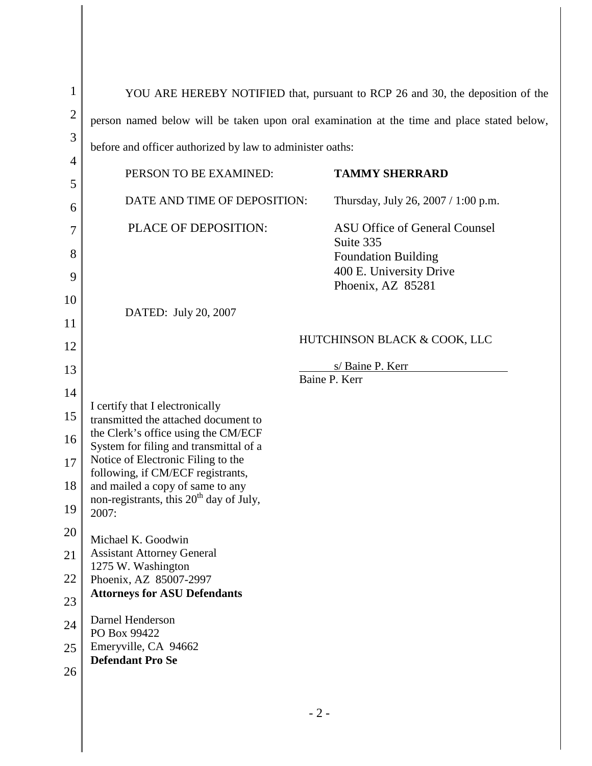YOU ARE HEREBY NOTIFIED that, pursuant to RCP 26 and 30, the deposition of the person named below will be taken upon oral examination at the time and place stated below, before and officer authorized by law to administer oaths:

| | |
|---|---|
| PERSON TO BE EXAMINED: | **TAMMY SHERRARD** |
| DATE AND TIME OF DEPOSITION: | Thursday, July 26, 2007 / 1:00 p.m. |
| PLACE OF DEPOSITION: | ASU Office of General Counsel<br>Suite 335<br>Foundation Building<br>400 E. University Drive<br>Phoenix, AZ 85281 |

DATED: July 20, 2007

HUTCHINSON BLACK & COOK, LLC

s/ Baine P. Kerr
Baine P. Kerr

I certify that I electronically transmitted the attached document to the Clerk's office using the CM/ECF System for filing and transmittal of a Notice of Electronic Filing to the following, if CM/ECF registrants, and mailed a copy of same to any non-registrants, this 20th day of July, 2007:

Michael K. Goodwin
Assistant Attorney General
1275 W. Washington
Phoenix, AZ 85007-2997
**Attorneys for ASU Defendants**

Darnel Henderson
PO Box 99422
Emeryville, CA 94662
**Defendant Pro Se**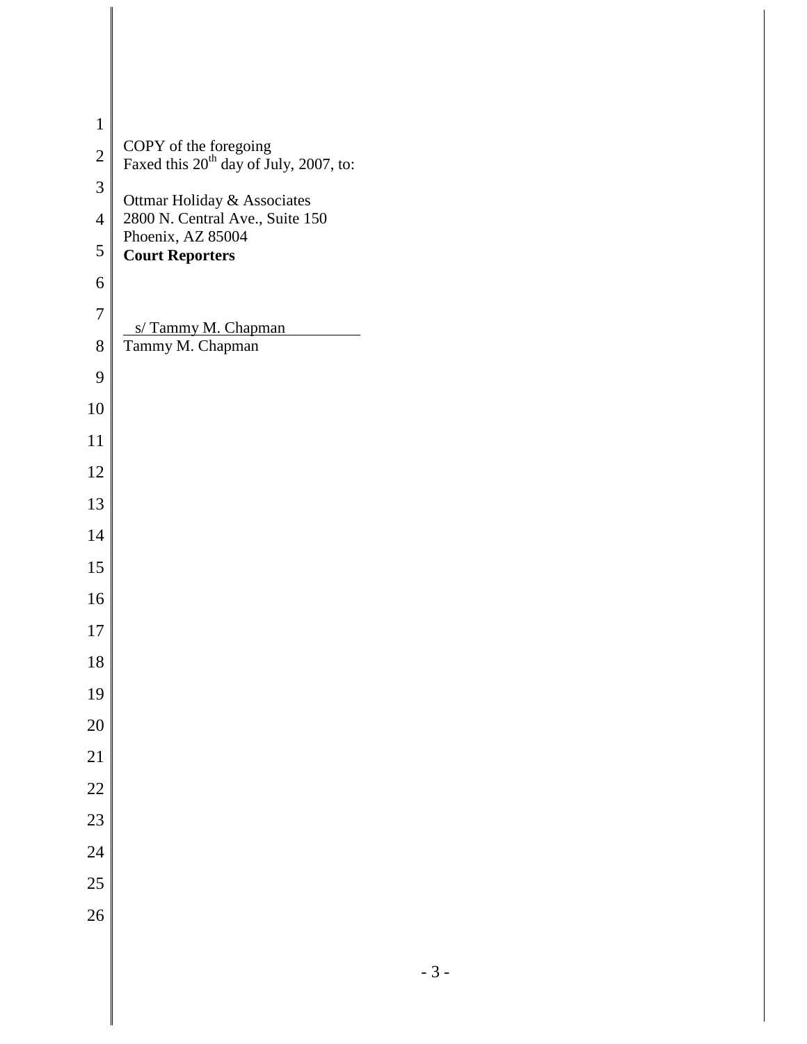COPY of the foregoing
Faxed this 20th day of July, 2007, to:

Ottmar Holiday & Associates
2800 N. Central Ave., Suite 150
Phoenix, AZ 85004
**Court Reporters**

s/ Tammy M. Chapman
Tammy M. Chapman